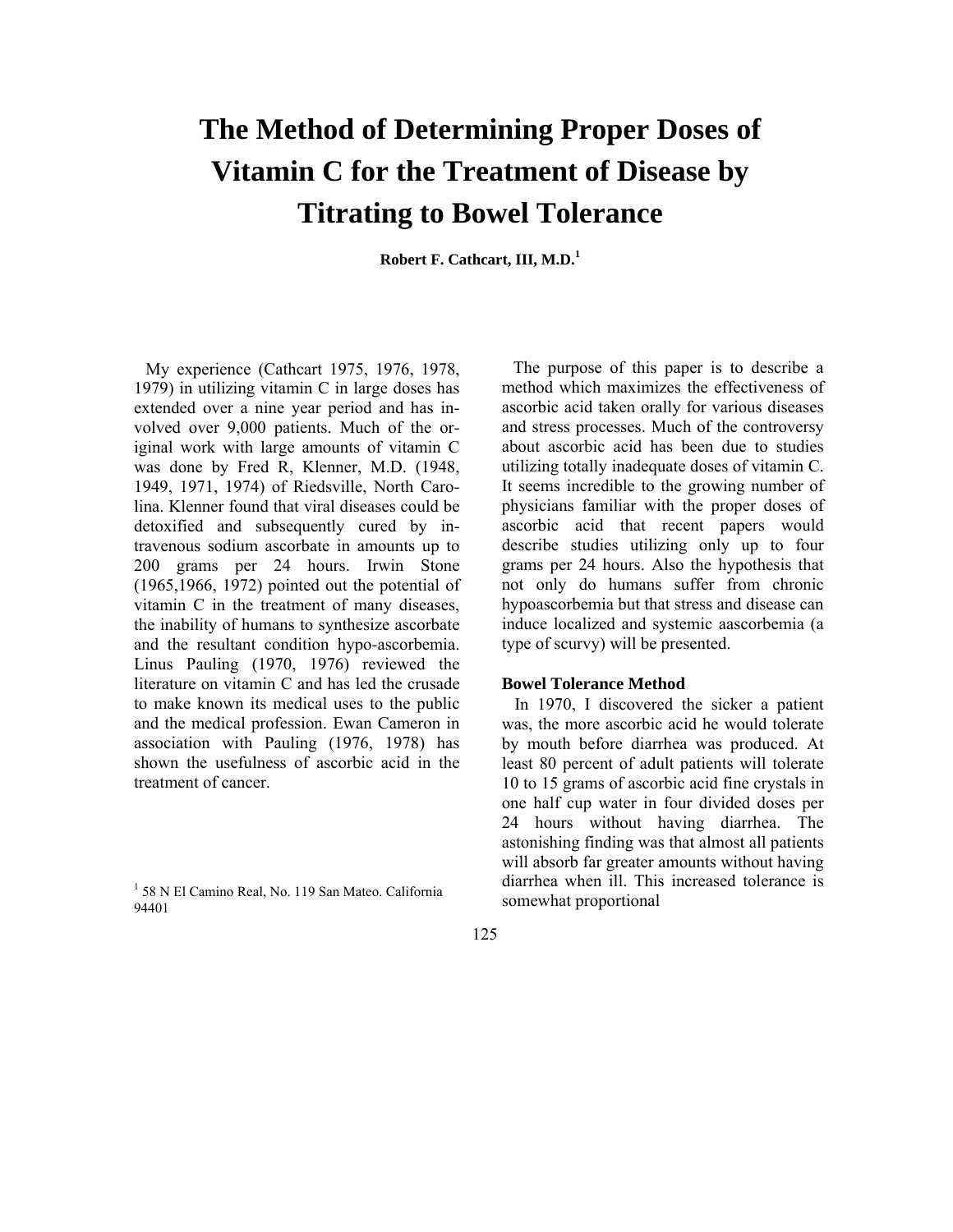# The Method of Determining Proper Doses of Vitamin C for the Treatment of Disease by Titrating to Bowel Tolerance

**Robert F. Cathcart, III, M.D.**[1]

My experience (Cathcart 1975, 1976, 1978, 1979) in utilizing vitamin C in large doses has extended over a nine year period and has involved over 9,000 patients. Much of the original work with large amounts of vitamin C was done by Fred R, Klenner, M.D. (1948, 1949, 1971, 1974) of Riedsville, North Carolina. Klenner found that viral diseases could be detoxified and subsequently cured by intravenous sodium ascorbate in amounts up to 200 grams per 24 hours. Irwin Stone (1965,1966, 1972) pointed out the potential of vitamin C in the treatment of many diseases, the inability of humans to synthesize ascorbate and the resultant condition hypo-ascorbemia. Linus Pauling (1970, 1976) reviewed the literature on vitamin C and has led the crusade to make known its medical uses to the public and the medical profession. Ewan Cameron in association with Pauling (1976, 1978) has shown the usefulness of ascorbic acid in the treatment of cancer.

The purpose of this paper is to describe a method which maximizes the effectiveness of ascorbic acid taken orally for various diseases and stress processes. Much of the controversy about ascorbic acid has been due to studies utilizing totally inadequate doses of vitamin C. It seems incredible to the growing number of physicians familiar with the proper doses of ascorbic acid that recent papers would describe studies utilizing only up to four grams per 24 hours. Also the hypothesis that not only do humans suffer from chronic hypoascorbemia but that stress and disease can induce localized and systemic aascorbemia (a type of scurvy) will be presented.

### Bowel Tolerance Method

In 1970, I discovered the sicker a patient was, the more ascorbic acid he would tolerate by mouth before diarrhea was produced. At least 80 percent of adult patients will tolerate 10 to 15 grams of ascorbic acid fine crystals in one half cup water in four divided doses per 24 hours without having diarrhea. The astonishing finding was that almost all patients will absorb far greater amounts without having diarrhea when ill. This increased tolerance is somewhat proportional

[1] 58 N El Camino Real, No. 119 San Mateo. California 94401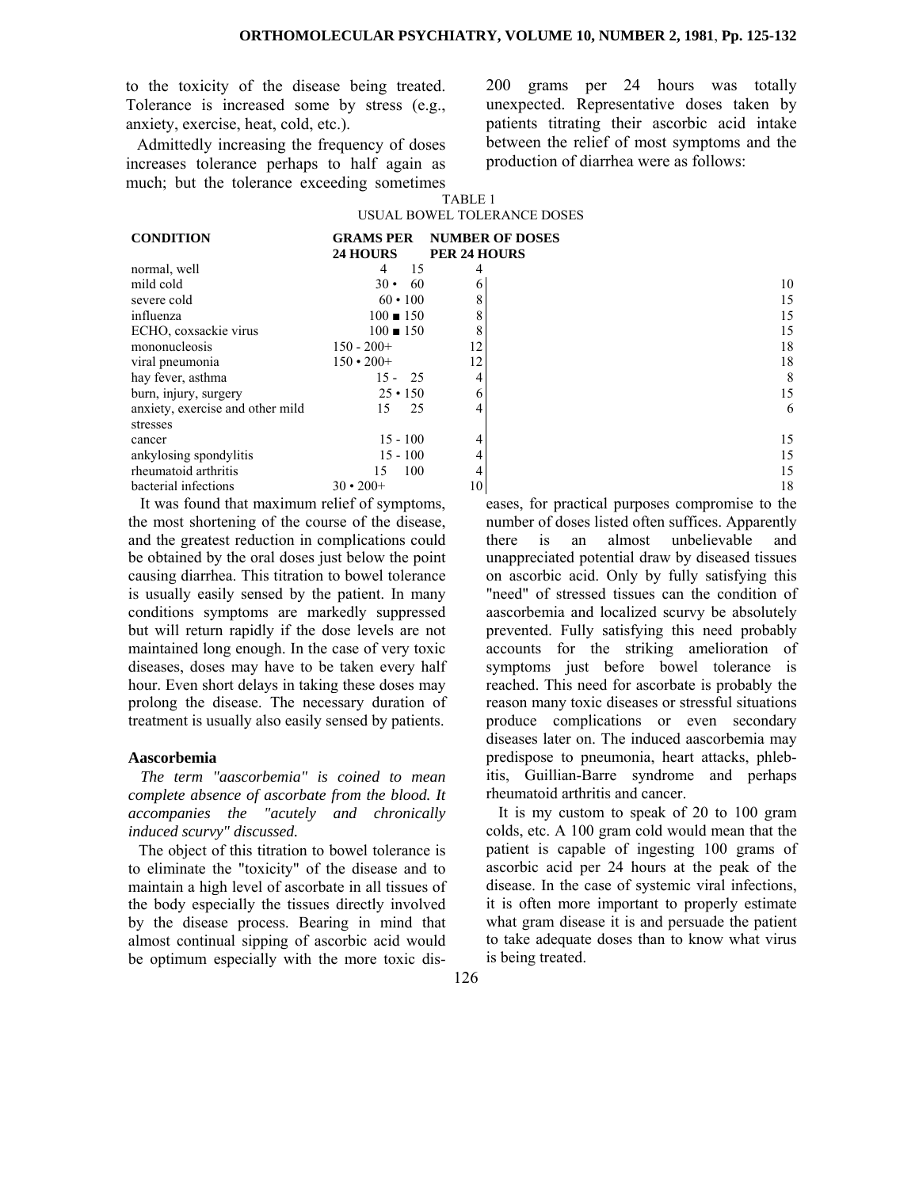to the toxicity of the disease being treated. Tolerance is increased some by stress (e.g., anxiety, exercise, heat, cold, etc.).

Admittedly increasing the frequency of doses increases tolerance perhaps to half again as much; but the tolerance exceeding sometimes 200 grams per 24 hours was totally unexpected. Representative doses taken by patients titrating their ascorbic acid intake between the relief of most symptoms and the production of diarrhea were as follows:

TABLE 1
USUAL BOWEL TOLERANCE DOSES

| CONDITION | GRAMS PER 24 HOURS | NUMBER OF DOSES PER 24 HOURS | |
|---|---|---|---|
| normal, well | 4 15 | 4 | |
| mild cold | 30 • 60 | 6 | 10 |
| severe cold | 60 • 100 | 8 | 15 |
| influenza | 100 ■ 150 | 8 | 15 |
| ECHO, coxsackie virus | 100 ■ 150 | 8 | 15 |
| mononucleosis | 150 - 200+ | 12 | 18 |
| viral pneumonia | 150 • 200+ | 12 | 18 |
| hay fever, asthma | 15 - 25 | 4 | 8 |
| burn, injury, surgery | 25 • 150 | 6 | 15 |
| anxiety, exercise and other mild stresses | 15 25 | 4 | 6 |
| cancer | 15 - 100 | 4 | 15 |
| ankylosing spondylitis | 15 - 100 | 4 | 15 |
| rheumatoid arthritis | 15 100 | 4 | 15 |
| bacterial infections | 30 • 200+ | 10 | 18 |

It was found that maximum relief of symptoms, the most shortening of the course of the disease, and the greatest reduction in complications could be obtained by the oral doses just below the point causing diarrhea. This titration to bowel tolerance is usually easily sensed by the patient. In many conditions symptoms are markedly suppressed but will return rapidly if the dose levels are not maintained long enough. In the case of very toxic diseases, doses may have to be taken every half hour. Even short delays in taking these doses may prolong the disease. The necessary duration of treatment is usually also easily sensed by patients.

## Aascorbemia

*The term "aascorbemia" is coined to mean complete absence of ascorbate from the blood. It accompanies the "acutely and chronically induced scurvy" discussed.*

The object of this titration to bowel tolerance is to eliminate the "toxicity" of the disease and to maintain a high level of ascorbate in all tissues of the body especially the tissues directly involved by the disease process. Bearing in mind that almost continual sipping of ascorbic acid would be optimum especially with the more toxic diseases, for practical purposes compromise to the number of doses listed often suffices. Apparently there is an almost unbelievable and unappreciated potential draw by diseased tissues on ascorbic acid. Only by fully satisfying this "need" of stressed tissues can the condition of aascorbemia and localized scurvy be absolutely prevented. Fully satisfying this need probably accounts for the striking amelioration of symptoms just before bowel tolerance is reached. This need for ascorbate is probably the reason many toxic diseases or stressful situations produce complications or even secondary diseases later on. The induced aascorbemia may predispose to pneumonia, heart attacks, phlebitis, Guillian-Barre syndrome and perhaps rheumatoid arthritis and cancer.

It is my custom to speak of 20 to 100 gram colds, etc. A 100 gram cold would mean that the patient is capable of ingesting 100 grams of ascorbic acid per 24 hours at the peak of the disease. In the case of systemic viral infections, it is often more important to properly estimate what gram disease it is and persuade the patient to take adequate doses than to know what virus is being treated.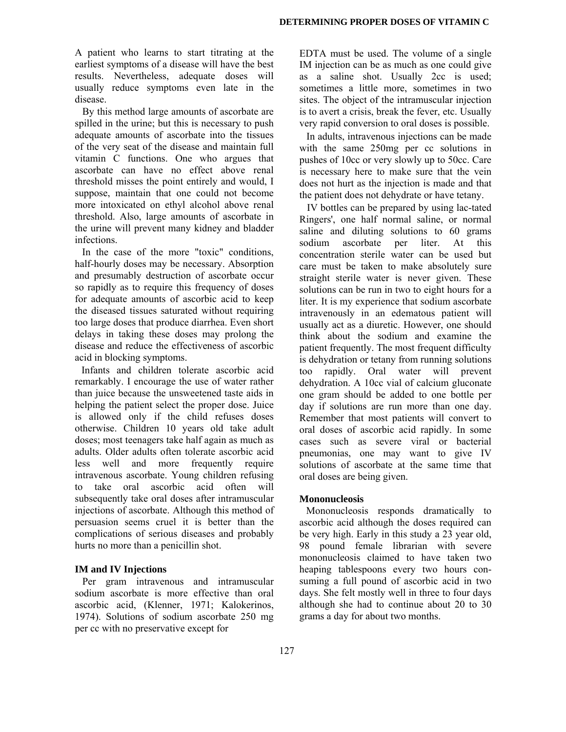A patient who learns to start titrating at the earliest symptoms of a disease will have the best results. Nevertheless, adequate doses will usually reduce symptoms even late in the disease.

By this method large amounts of ascorbate are spilled in the urine; but this is necessary to push adequate amounts of ascorbate into the tissues of the very seat of the disease and maintain full vitamin C functions. One who argues that ascorbate can have no effect above renal threshold misses the point entirely and would, I suppose, maintain that one could not become more intoxicated on ethyl alcohol above renal threshold. Also, large amounts of ascorbate in the urine will prevent many kidney and bladder infections.

In the case of the more "toxic" conditions, half-hourly doses may be necessary. Absorption and presumably destruction of ascorbate occur so rapidly as to require this frequency of doses for adequate amounts of ascorbic acid to keep the diseased tissues saturated without requiring too large doses that produce diarrhea. Even short delays in taking these doses may prolong the disease and reduce the effectiveness of ascorbic acid in blocking symptoms.

Infants and children tolerate ascorbic acid remarkably. I encourage the use of water rather than juice because the unsweetened taste aids in helping the patient select the proper dose. Juice is allowed only if the child refuses doses otherwise. Children 10 years old take adult doses; most teenagers take half again as much as adults. Older adults often tolerate ascorbic acid less well and more frequently require intravenous ascorbate. Young children refusing to take oral ascorbic acid often will subsequently take oral doses after intramuscular injections of ascorbate. Although this method of persuasion seems cruel it is better than the complications of serious diseases and probably hurts no more than a penicillin shot.

### IM and IV Injections

Per gram intravenous and intramuscular sodium ascorbate is more effective than oral ascorbic acid, (Klenner, 1971; Kalokerinos, 1974). Solutions of sodium ascorbate 250 mg per cc with no preservative except for EDTA must be used. The volume of a single IM injection can be as much as one could give as a saline shot. Usually 2cc is used; sometimes a little more, sometimes in two sites. The object of the intramuscular injection is to avert a crisis, break the fever, etc. Usually very rapid conversion to oral doses is possible.

In adults, intravenous injections can be made with the same 250mg per cc solutions in pushes of 10cc or very slowly up to 50cc. Care is necessary here to make sure that the vein does not hurt as the injection is made and that the patient does not dehydrate or have tetany.

IV bottles can be prepared by using lac-tated Ringers', one half normal saline, or normal saline and diluting solutions to 60 grams sodium ascorbate per liter. At this concentration sterile water can be used but care must be taken to make absolutely sure straight sterile water is never given. These solutions can be run in two to eight hours for a liter. It is my experience that sodium ascorbate intravenously in an edematous patient will usually act as a diuretic. However, one should think about the sodium and examine the patient frequently. The most frequent difficulty is dehydration or tetany from running solutions too rapidly. Oral water will prevent dehydration. A 10cc vial of calcium gluconate one gram should be added to one bottle per day if solutions are run more than one day. Remember that most patients will convert to oral doses of ascorbic acid rapidly. In some cases such as severe viral or bacterial pneumonias, one may want to give IV solutions of ascorbate at the same time that oral doses are being given.

### Mononucleosis

Mononucleosis responds dramatically to ascorbic acid although the doses required can be very high. Early in this study a 23 year old, 98 pound female librarian with severe mononucleosis claimed to have taken two heaping tablespoons every two hours con-suming a full pound of ascorbic acid in two days. She felt mostly well in three to four days although she had to continue about 20 to 30 grams a day for about two months.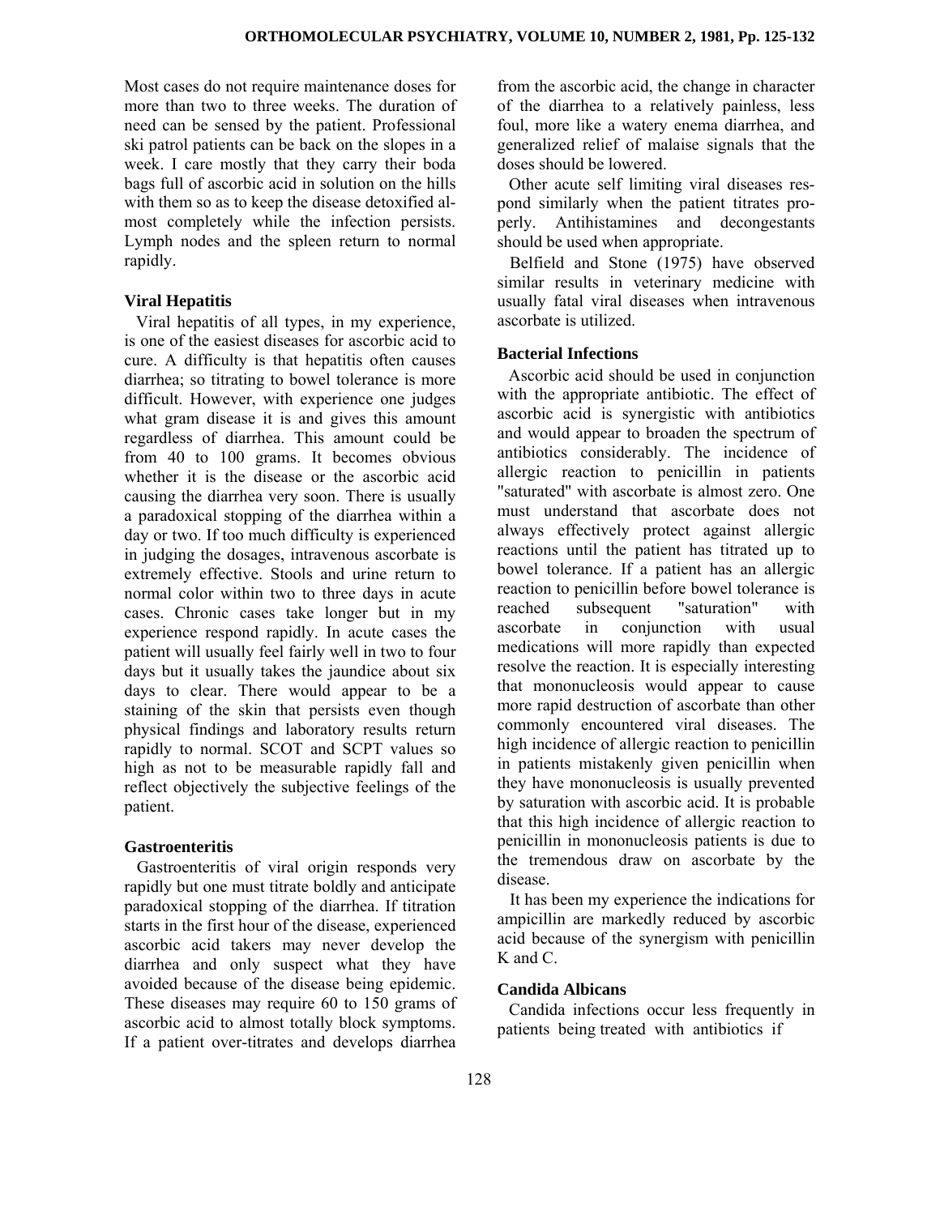Most cases do not require maintenance doses for more than two to three weeks. The duration of need can be sensed by the patient. Professional ski patrol patients can be back on the slopes in a week. I care mostly that they carry their boda bags full of ascorbic acid in solution on the hills with them so as to keep the disease detoxified almost completely while the infection persists. Lymph nodes and the spleen return to normal rapidly.

### Viral Hepatitis

Viral hepatitis of all types, in my experience, is one of the easiest diseases for ascorbic acid to cure. A difficulty is that hepatitis often causes diarrhea; so titrating to bowel tolerance is more difficult. However, with experience one judges what gram disease it is and gives this amount regardless of diarrhea. This amount could be from 40 to 100 grams. It becomes obvious whether it is the disease or the ascorbic acid causing the diarrhea very soon. There is usually a paradoxical stopping of the diarrhea within a day or two. If too much difficulty is experienced in judging the dosages, intravenous ascorbate is extremely effective. Stools and urine return to normal color within two to three days in acute cases. Chronic cases take longer but in my experience respond rapidly. In acute cases the patient will usually feel fairly well in two to four days but it usually takes the jaundice about six days to clear. There would appear to be a staining of the skin that persists even though physical findings and laboratory results return rapidly to normal. SCOT and SCPT values so high as not to be measurable rapidly fall and reflect objectively the subjective feelings of the patient.

### Gastroenteritis

Gastroenteritis of viral origin responds very rapidly but one must titrate boldly and anticipate paradoxical stopping of the diarrhea. If titration starts in the first hour of the disease, experienced ascorbic acid takers may never develop the diarrhea and only suspect what they have avoided because of the disease being epidemic. These diseases may require 60 to 150 grams of ascorbic acid to almost totally block symptoms. If a patient over-titrates and develops diarrhea from the ascorbic acid, the change in character of the diarrhea to a relatively painless, less foul, more like a watery enema diarrhea, and generalized relief of malaise signals that the doses should be lowered.

Other acute self limiting viral diseases respond similarly when the patient titrates properly. Antihistamines and decongestants should be used when appropriate.

Belfield and Stone (1975) have observed similar results in veterinary medicine with usually fatal viral diseases when intravenous ascorbate is utilized.

### Bacterial Infections

Ascorbic acid should be used in conjunction with the appropriate antibiotic. The effect of ascorbic acid is synergistic with antibiotics and would appear to broaden the spectrum of antibiotics considerably. The incidence of allergic reaction to penicillin in patients "saturated" with ascorbate is almost zero. One must understand that ascorbate does not always effectively protect against allergic reactions until the patient has titrated up to bowel tolerance. If a patient has an allergic reaction to penicillin before bowel tolerance is reached subsequent "saturation" with ascorbate in conjunction with usual medications will more rapidly than expected resolve the reaction. It is especially interesting that mononucleosis would appear to cause more rapid destruction of ascorbate than other commonly encountered viral diseases. The high incidence of allergic reaction to penicillin in patients mistakenly given penicillin when they have mononucleosis is usually prevented by saturation with ascorbic acid. It is probable that this high incidence of allergic reaction to penicillin in mononucleosis patients is due to the tremendous draw on ascorbate by the disease.

It has been my experience the indications for ampicillin are markedly reduced by ascorbic acid because of the synergism with penicillin K and C.

### Candida Albicans

Candida infections occur less frequently in patients being treated with antibiotics if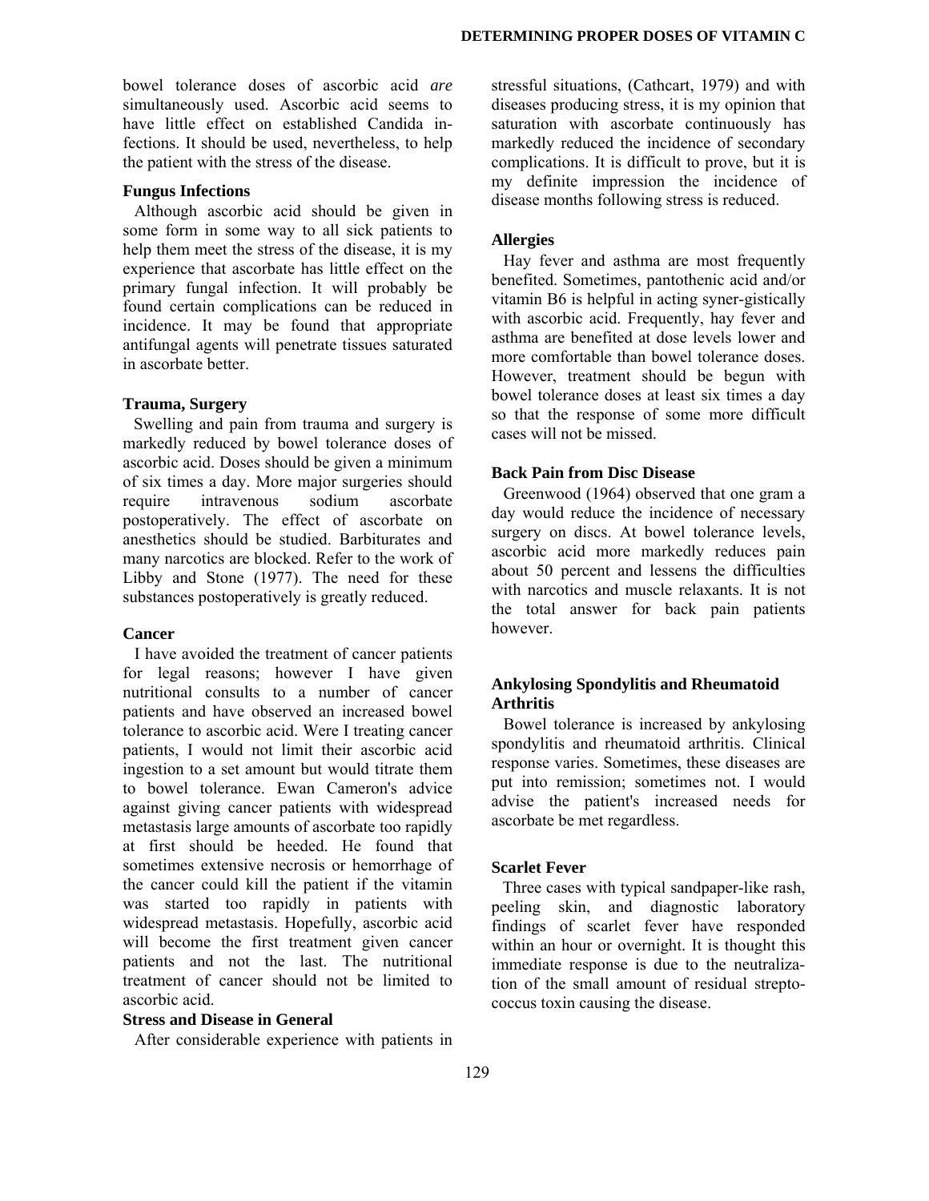bowel tolerance doses of ascorbic acid *are* simultaneously used. Ascorbic acid seems to have little effect on established Candida infections. It should be used, nevertheless, to help the patient with the stress of the disease.

### Fungus Infections

Although ascorbic acid should be given in some form in some way to all sick patients to help them meet the stress of the disease, it is my experience that ascorbate has little effect on the primary fungal infection. It will probably be found certain complications can be reduced in incidence. It may be found that appropriate antifungal agents will penetrate tissues saturated in ascorbate better.

### Trauma, Surgery

Swelling and pain from trauma and surgery is markedly reduced by bowel tolerance doses of ascorbic acid. Doses should be given a minimum of six times a day. More major surgeries should require intravenous sodium ascorbate postoperatively. The effect of ascorbate on anesthetics should be studied. Barbiturates and many narcotics are blocked. Refer to the work of Libby and Stone (1977). The need for these substances postoperatively is greatly reduced.

### Cancer

I have avoided the treatment of cancer patients for legal reasons; however I have given nutritional consults to a number of cancer patients and have observed an increased bowel tolerance to ascorbic acid. Were I treating cancer patients, I would not limit their ascorbic acid ingestion to a set amount but would titrate them to bowel tolerance. Ewan Cameron's advice against giving cancer patients with widespread metastasis large amounts of ascorbate too rapidly at first should be heeded. He found that sometimes extensive necrosis or hemorrhage of the cancer could kill the patient if the vitamin was started too rapidly in patients with widespread metastasis. Hopefully, ascorbic acid will become the first treatment given cancer patients and not the last. The nutritional treatment of cancer should not be limited to ascorbic acid.

### Stress and Disease in General

After considerable experience with patients in stressful situations, (Cathcart, 1979) and with diseases producing stress, it is my opinion that saturation with ascorbate continuously has markedly reduced the incidence of secondary complications. It is difficult to prove, but it is my definite impression the incidence of disease months following stress is reduced.

### Allergies

Hay fever and asthma are most frequently benefited. Sometimes, pantothenic acid and/or vitamin B6 is helpful in acting synergistically with ascorbic acid. Frequently, hay fever and asthma are benefited at dose levels lower and more comfortable than bowel tolerance doses. However, treatment should be begun with bowel tolerance doses at least six times a day so that the response of some more difficult cases will not be missed.

### Back Pain from Disc Disease

Greenwood (1964) observed that one gram a day would reduce the incidence of necessary surgery on discs. At bowel tolerance levels, ascorbic acid more markedly reduces pain about 50 percent and lessens the difficulties with narcotics and muscle relaxants. It is not the total answer for back pain patients however.

### Ankylosing Spondylitis and Rheumatoid Arthritis

Bowel tolerance is increased by ankylosing spondylitis and rheumatoid arthritis. Clinical response varies. Sometimes, these diseases are put into remission; sometimes not. I would advise the patient's increased needs for ascorbate be met regardless.

### Scarlet Fever

Three cases with typical sandpaper-like rash, peeling skin, and diagnostic laboratory findings of scarlet fever have responded within an hour or overnight. It is thought this immediate response is due to the neutralization of the small amount of residual streptococcus toxin causing the disease.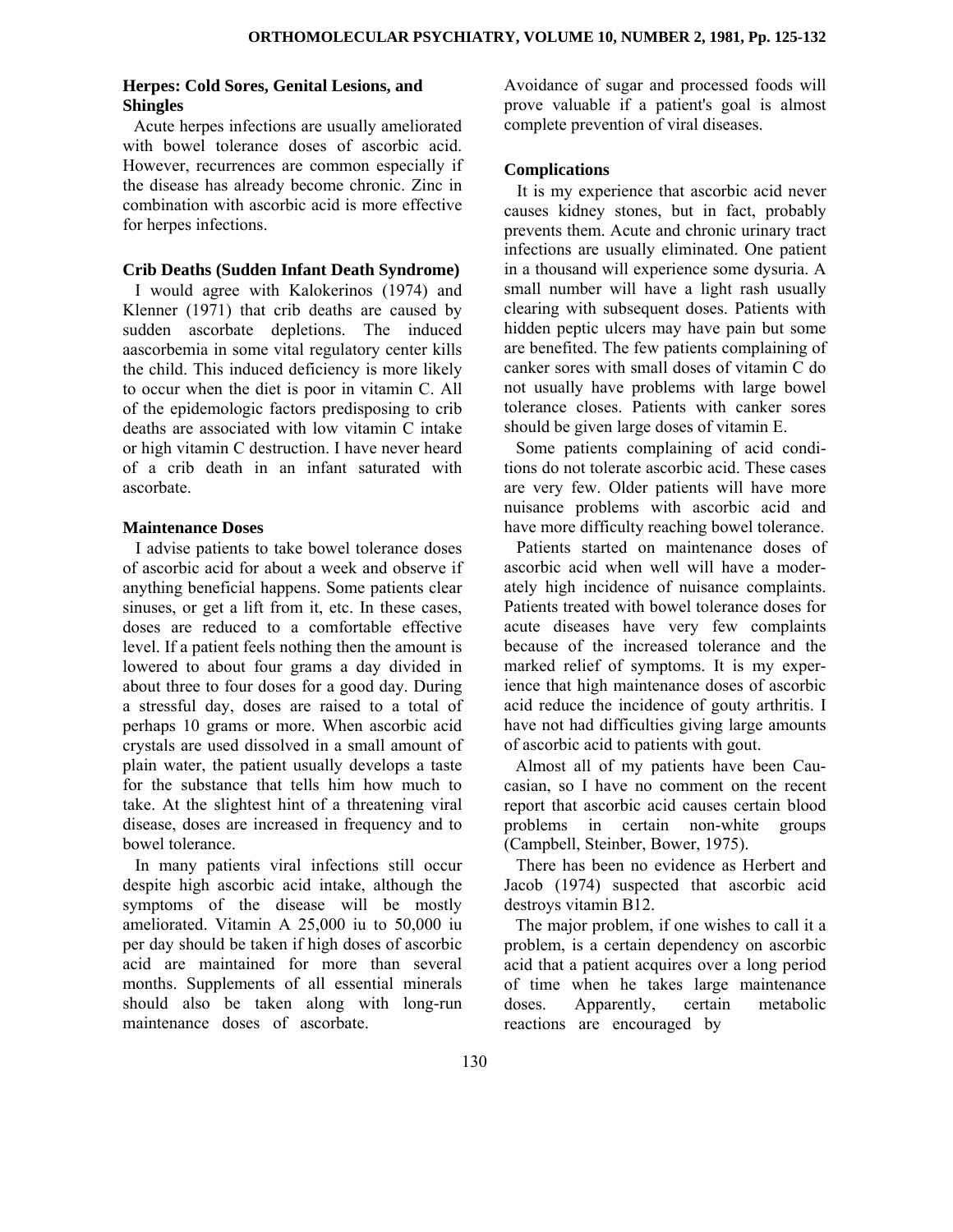### Herpes: Cold Sores, Genital Lesions, and Shingles

Acute herpes infections are usually ameliorated with bowel tolerance doses of ascorbic acid. However, recurrences are common especially if the disease has already become chronic. Zinc in combination with ascorbic acid is more effective for herpes infections.

### Crib Deaths (Sudden Infant Death Syndrome)

I would agree with Kalokerinos (1974) and Klenner (1971) that crib deaths are caused by sudden ascorbate depletions. The induced aascorbemia in some vital regulatory center kills the child. This induced deficiency is more likely to occur when the diet is poor in vitamin C. All of the epidemologic factors predisposing to crib deaths are associated with low vitamin C intake or high vitamin C destruction. I have never heard of a crib death in an infant saturated with ascorbate.

### Maintenance Doses

I advise patients to take bowel tolerance doses of ascorbic acid for about a week and observe if anything beneficial happens. Some patients clear sinuses, or get a lift from it, etc. In these cases, doses are reduced to a comfortable effective level. If a patient feels nothing then the amount is lowered to about four grams a day divided in about three to four doses for a good day. During a stressful day, doses are raised to a total of perhaps 10 grams or more. When ascorbic acid crystals are used dissolved in a small amount of plain water, the patient usually develops a taste for the substance that tells him how much to take. At the slightest hint of a threatening viral disease, doses are increased in frequency and to bowel tolerance.

In many patients viral infections still occur despite high ascorbic acid intake, although the symptoms of the disease will be mostly ameliorated. Vitamin A 25,000 iu to 50,000 iu per day should be taken if high doses of ascorbic acid are maintained for more than several months. Supplements of all essential minerals should also be taken along with long-run maintenance doses of ascorbate. Avoidance of sugar and processed foods will prove valuable if a patient's goal is almost complete prevention of viral diseases.

### Complications

It is my experience that ascorbic acid never causes kidney stones, but in fact, probably prevents them. Acute and chronic urinary tract infections are usually eliminated. One patient in a thousand will experience some dysuria. A small number will have a light rash usually clearing with subsequent doses. Patients with hidden peptic ulcers may have pain but some are benefited. The few patients complaining of canker sores with small doses of vitamin C do not usually have problems with large bowel tolerance closes. Patients with canker sores should be given large doses of vitamin E.

Some patients complaining of acid conditions do not tolerate ascorbic acid. These cases are very few. Older patients will have more nuisance problems with ascorbic acid and have more difficulty reaching bowel tolerance.

Patients started on maintenance doses of ascorbic acid when well will have a moderately high incidence of nuisance complaints. Patients treated with bowel tolerance doses for acute diseases have very few complaints because of the increased tolerance and the marked relief of symptoms. It is my experience that high maintenance doses of ascorbic acid reduce the incidence of gouty arthritis. I have not had difficulties giving large amounts of ascorbic acid to patients with gout.

Almost all of my patients have been Caucasian, so I have no comment on the recent report that ascorbic acid causes certain blood problems in certain non-white groups (Campbell, Steinber, Bower, 1975).

There has been no evidence as Herbert and Jacob (1974) suspected that ascorbic acid destroys vitamin B12.

The major problem, if one wishes to call it a problem, is a certain dependency on ascorbic acid that a patient acquires over a long period of time when he takes large maintenance doses. Apparently, certain metabolic reactions are encouraged by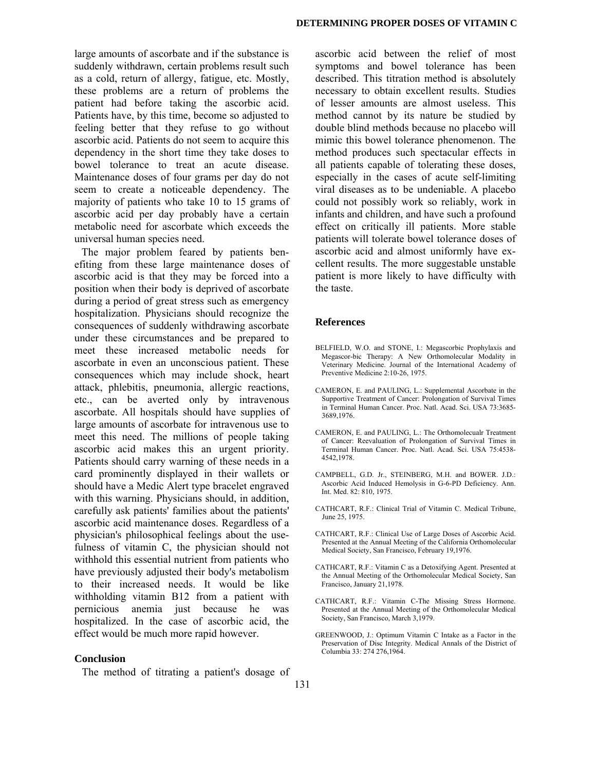large amounts of ascorbate and if the substance is suddenly withdrawn, certain problems result such as a cold, return of allergy, fatigue, etc. Mostly, these problems are a return of problems the patient had before taking the ascorbic acid. Patients have, by this time, become so adjusted to feeling better that they refuse to go without ascorbic acid. Patients do not seem to acquire this dependency in the short time they take doses to bowel tolerance to treat an acute disease. Maintenance doses of four grams per day do not seem to create a noticeable dependency. The majority of patients who take 10 to 15 grams of ascorbic acid per day probably have a certain metabolic need for ascorbate which exceeds the universal human species need.

The major problem feared by patients benefiting from these large maintenance doses of ascorbic acid is that they may be forced into a position when their body is deprived of ascorbate during a period of great stress such as emergency hospitalization. Physicians should recognize the consequences of suddenly withdrawing ascorbate under these circumstances and be prepared to meet these increased metabolic needs for ascorbate in even an unconscious patient. These consequences which may include shock, heart attack, phlebitis, pneumonia, allergic reactions, etc., can be averted only by intravenous ascorbate. All hospitals should have supplies of large amounts of ascorbate for intravenous use to meet this need. The millions of people taking ascorbic acid makes this an urgent priority. Patients should carry warning of these needs in a card prominently displayed in their wallets or should have a Medic Alert type bracelet engraved with this warning. Physicians should, in addition, carefully ask patients' families about the patients' ascorbic acid maintenance doses. Regardless of a physician's philosophical feelings about the usefulness of vitamin C, the physician should not withhold this essential nutrient from patients who have previously adjusted their body's metabolism to their increased needs. It would be like withholding vitamin B12 from a patient with pernicious anemia just because he was hospitalized. In the case of ascorbic acid, the effect would be much more rapid however.

## Conclusion

The method of titrating a patient's dosage of ascorbic acid between the relief of most symptoms and bowel tolerance has been described. This titration method is absolutely necessary to obtain excellent results. Studies of lesser amounts are almost useless. This method cannot by its nature be studied by double blind methods because no placebo will mimic this bowel tolerance phenomenon. The method produces such spectacular effects in all patients capable of tolerating these doses, especially in the cases of acute self-limiting viral diseases as to be undeniable. A placebo could not possibly work so reliably, work in infants and children, and have such a profound effect on critically ill patients. More stable patients will tolerate bowel tolerance doses of ascorbic acid and almost uniformly have excellent results. The more suggestable unstable patient is more likely to have difficulty with the taste.

## References

BELFIELD, W.O. and STONE, I.: Megascorbic Prophylaxis and Megascor-bic Therapy: A New Orthomolecular Modality in Veterinary Medicine. Journal of the International Academy of Preventive Medicine 2:10-26, 1975.

CAMERON, E. and PAULING, L.: Supplemental Ascorbate in the Supportive Treatment of Cancer: Prolongation of Survival Times in Terminal Human Cancer. Proc. Natl. Acad. Sci. USA 73:3685-3689,1976.

CAMERON, E. and PAULING, L.: The Orthomolecualr Treatment of Cancer: Reevaluation of Prolongation of Survival Times in Terminal Human Cancer. Proc. Natl. Acad. Sci. USA 75:4538-4542,1978.

CAMPBELL, G.D. Jr., STEINBERG, M.H. and BOWER. J.D.: Ascorbic Acid Induced Hemolysis in G-6-PD Deficiency. Ann. Int. Med. 82: 810, 1975.

CATHCART, R.F.: Clinical Trial of Vitamin C. Medical Tribune, June 25, 1975.

CATHCART, R.F.: Clinical Use of Large Doses of Ascorbic Acid. Presented at the Annual Meeting of the California Orthomolecular Medical Society, San Francisco, February 19,1976.

CATHCART, R.F.: Vitamin C as a Detoxifying Agent. Presented at the Annual Meeting of the Orthomolecular Medical Society, San Francisco, January 21,1978.

CATHCART, R.F.: Vitamin C-The Missing Stress Hormone. Presented at the Annual Meeting of the Orthomolecular Medical Society, San Francisco, March 3,1979.

GREENWOOD, J.: Optimum Vitamin C Intake as a Factor in the Preservation of Disc Integrity. Medical Annals of the District of Columbia 33: 274 276,1964.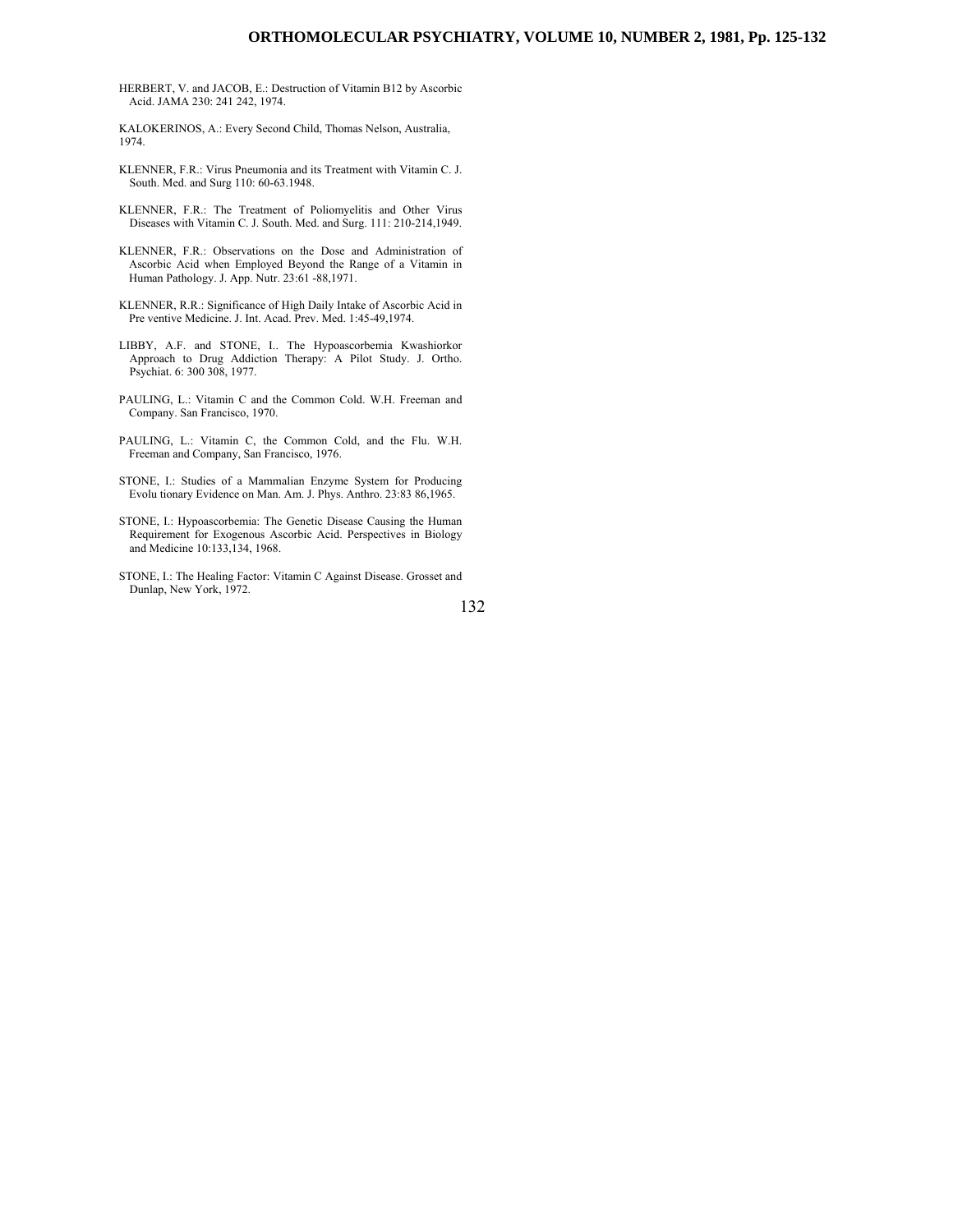HERBERT, V. and JACOB, E.: Destruction of Vitamin B12 by Ascorbic Acid. JAMA 230: 241 242, 1974.

KALOKERINOS, A.: Every Second Child, Thomas Nelson, Australia, 1974.

KLENNER, F.R.: Virus Pneumonia and its Treatment with Vitamin C. J. South. Med. and Surg 110: 60-63.1948.

KLENNER, F.R.: The Treatment of Poliomyelitis and Other Virus Diseases with Vitamin C. J. South. Med. and Surg. 111: 210-214,1949.

KLENNER, F.R.: Observations on the Dose and Administration of Ascorbic Acid when Employed Beyond the Range of a Vitamin in Human Pathology. J. App. Nutr. 23:61 -88,1971.

KLENNER, R.R.: Significance of High Daily Intake of Ascorbic Acid in Pre ventive Medicine. J. Int. Acad. Prev. Med. 1:45-49,1974.

LIBBY, A.F. and STONE, I.. The Hypoascorbemia Kwashiorkor Approach to Drug Addiction Therapy: A Pilot Study. J. Ortho. Psychiat. 6: 300 308, 1977.

PAULING, L.: Vitamin C and the Common Cold. W.H. Freeman and Company. San Francisco, 1970.

PAULING, L.: Vitamin C, the Common Cold, and the Flu. W.H. Freeman and Company, San Francisco, 1976.

STONE, I.: Studies of a Mammalian Enzyme System for Producing Evolu tionary Evidence on Man. Am. J. Phys. Anthro. 23:83 86,1965.

STONE, I.: Hypoascorbemia: The Genetic Disease Causing the Human Requirement for Exogenous Ascorbic Acid. Perspectives in Biology and Medicine 10:133,134, 1968.

STONE, I.: The Healing Factor: Vitamin C Against Disease. Grosset and Dunlap, New York, 1972.